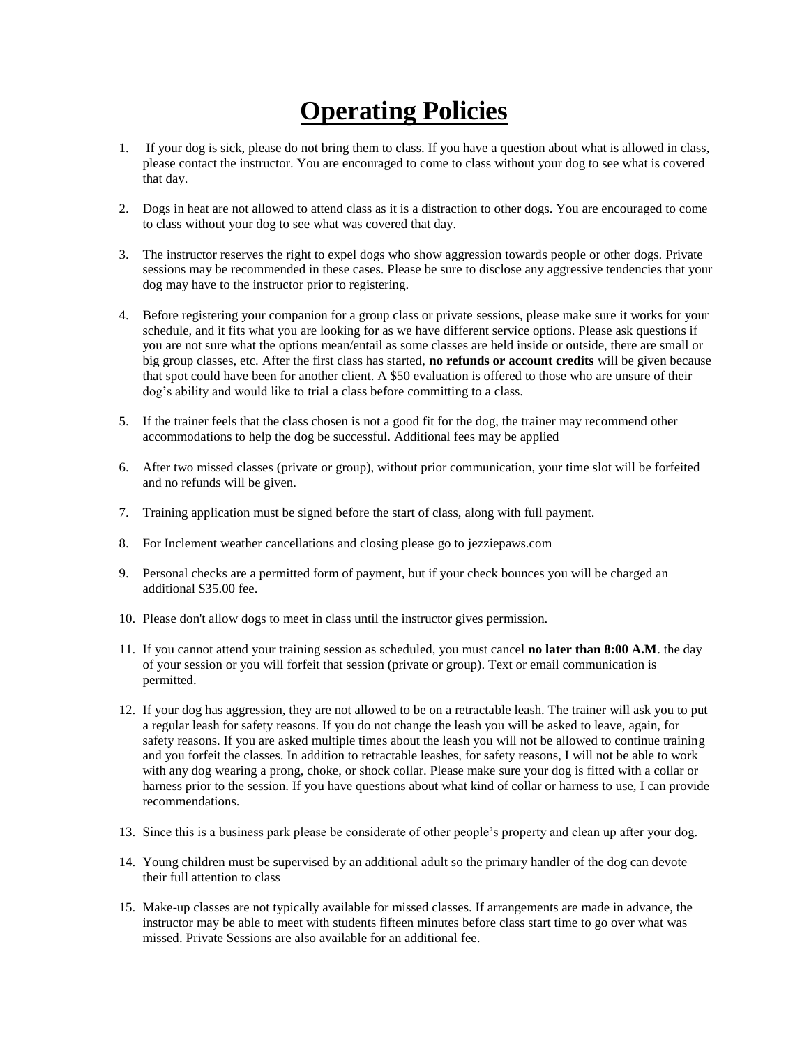# Operating Policies

1. If your dog is sick, please do not bring them to class. If you have a question about what is allowed in class, please contact the instructor. You are encouraged to come to class without your dog to see what is covered that day.

2. Dogs in heat are not allowed to attend class as it is a distraction to other dogs. You are encouraged to come to class without your dog to see what was covered that day.

3. The instructor reserves the right to expel dogs who show aggression towards people or other dogs. Private sessions may be recommended in these cases. Please be sure to disclose any aggressive tendencies that your dog may have to the instructor prior to registering.

4. Before registering your companion for a group class or private sessions, please make sure it works for your schedule, and it fits what you are looking for as we have different service options. Please ask questions if you are not sure what the options mean/entail as some classes are held inside or outside, there are small or big group classes, etc. After the first class has started, **no refunds or account credits** will be given because that spot could have been for another client. A $50 evaluation is offered to those who are unsure of their dog's ability and would like to trial a class before committing to a class.

5. If the trainer feels that the class chosen is not a good fit for the dog, the trainer may recommend other accommodations to help the dog be successful. Additional fees may be applied

6. After two missed classes (private or group), without prior communication, your time slot will be forfeited and no refunds will be given.

7. Training application must be signed before the start of class, along with full payment.

8. For Inclement weather cancellations and closing please go to jezziepaws.com

9. Personal checks are a permitted form of payment, but if your check bounces you will be charged an additional $35.00 fee.

10. Please don't allow dogs to meet in class until the instructor gives permission.

11. If you cannot attend your training session as scheduled, you must cancel **no later than 8:00 A.M**. the day of your session or you will forfeit that session (private or group). Text or email communication is permitted.

12. If your dog has aggression, they are not allowed to be on a retractable leash. The trainer will ask you to put a regular leash for safety reasons. If you do not change the leash you will be asked to leave, again, for safety reasons. If you are asked multiple times about the leash you will not be allowed to continue training and you forfeit the classes. In addition to retractable leashes, for safety reasons, I will not be able to work with any dog wearing a prong, choke, or shock collar. Please make sure your dog is fitted with a collar or harness prior to the session. If you have questions about what kind of collar or harness to use, I can provide recommendations.

13. Since this is a business park please be considerate of other people's property and clean up after your dog.

14. Young children must be supervised by an additional adult so the primary handler of the dog can devote their full attention to class

15. Make-up classes are not typically available for missed classes. If arrangements are made in advance, the instructor may be able to meet with students fifteen minutes before class start time to go over what was missed. Private Sessions are also available for an additional fee.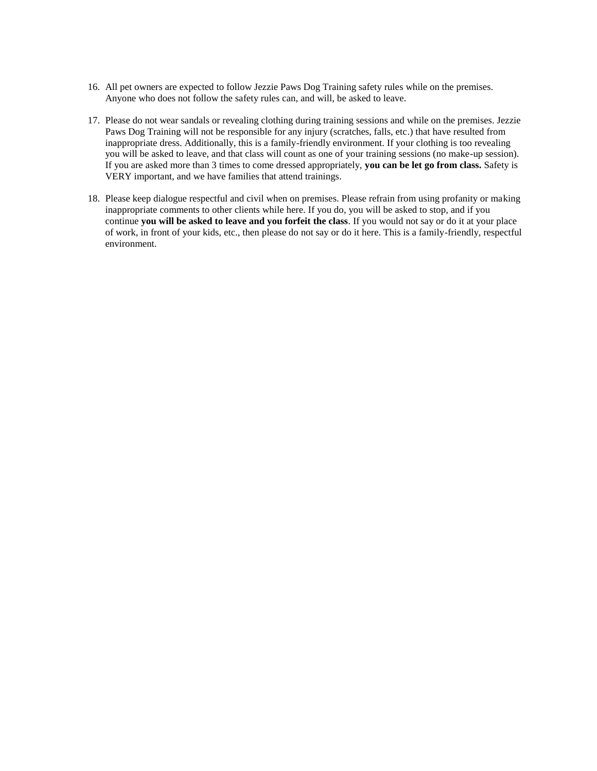16. All pet owners are expected to follow Jezzie Paws Dog Training safety rules while on the premises. Anyone who does not follow the safety rules can, and will, be asked to leave.

17. Please do not wear sandals or revealing clothing during training sessions and while on the premises. Jezzie Paws Dog Training will not be responsible for any injury (scratches, falls, etc.) that have resulted from inappropriate dress. Additionally, this is a family-friendly environment. If your clothing is too revealing you will be asked to leave, and that class will count as one of your training sessions (no make-up session). If you are asked more than 3 times to come dressed appropriately, **you can be let go from class.** Safety is VERY important, and we have families that attend trainings.

18. Please keep dialogue respectful and civil when on premises. Please refrain from using profanity or making inappropriate comments to other clients while here. If you do, you will be asked to stop, and if you continue **you will be asked to leave and you forfeit the class**. If you would not say or do it at your place of work, in front of your kids, etc., then please do not say or do it here. This is a family-friendly, respectful environment.